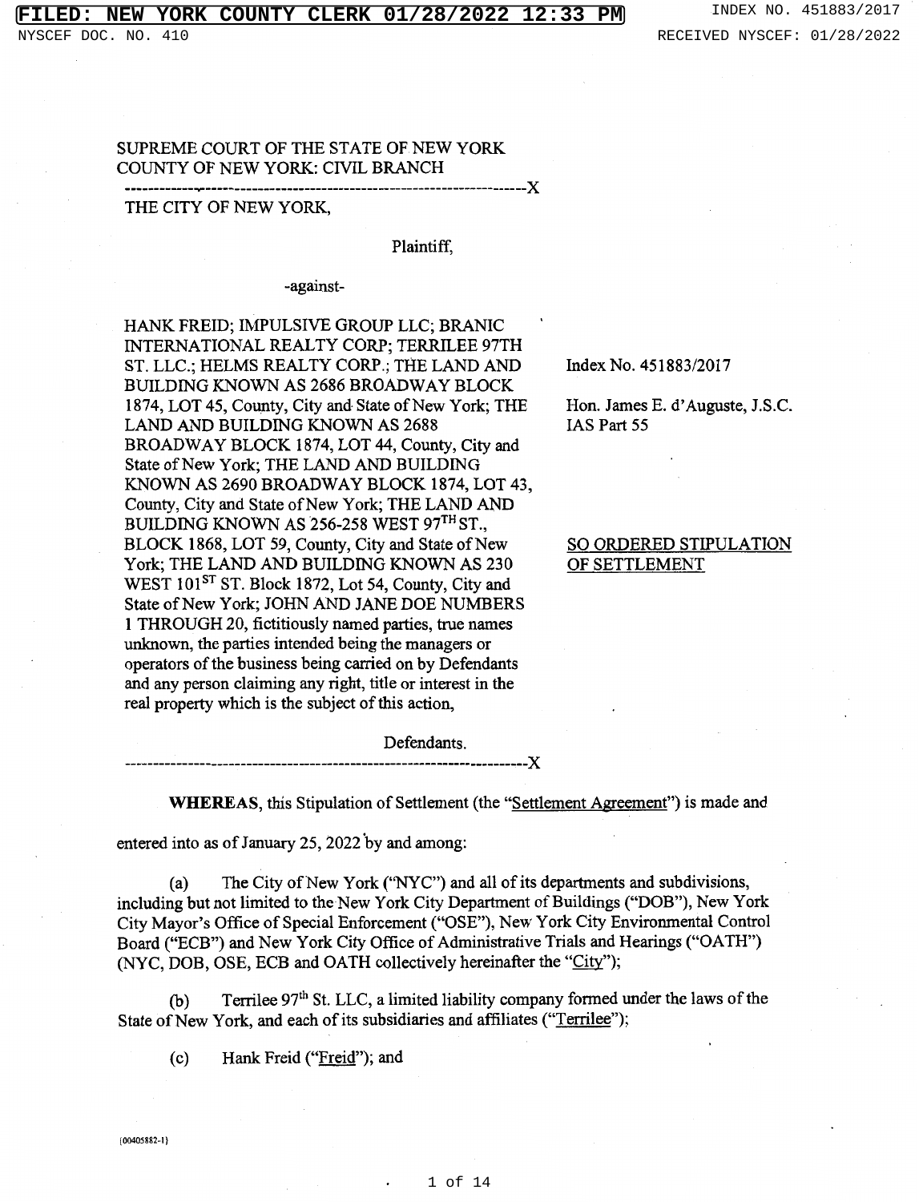SUPREME COURT OF THE STATE OF NEW YORK
COUNTY OF NEW YORK: CIVIL BRANCH

---

THE CITY OF NEW YORK,

Plaintiff,

-against-

HANK FREID; IMPULSIVE GROUP LLC; BRANIC INTERNATIONAL REALTY CORP; TERRILEE 97TH ST. LLC.; HELMS REALTY CORP.; THE LAND AND BUILDING KNOWN AS 2686 BROADWAY BLOCK 1874, LOT 45, County, City and State of New York; THE LAND AND BUILDING KNOWN AS 2688 BROADWAY BLOCK 1874, LOT 44, County, City and State of New York; THE LAND AND BUILDING KNOWN AS 2690 BROADWAY BLOCK 1874, LOT 43, County, City and State of New York; THE LAND AND BUILDING KNOWN AS 256-258 WEST 97TH ST., BLOCK 1868, LOT 59, County, City and State of New York; THE LAND AND BUILDING KNOWN AS 230 WEST 101ST ST. Block 1872, Lot 54, County, City and State of New York; JOHN AND JANE DOE NUMBERS 1 THROUGH 20, fictitiously named parties, true names unknown, the parties intended being the managers or operators of the business being carried on by Defendants and any person claiming any right, title or interest in the real property which is the subject of this action,

Defendants.

---

Index No. 451883/2017

Hon. James E. d'Auguste, J.S.C.
IAS Part 55

SO ORDERED STIPULATION OF SETTLEMENT

**WHEREAS**, this Stipulation of Settlement (the "Settlement Agreement") is made and entered into as of January 25, 2022 by and among:

(a) The City of New York ("NYC") and all of its departments and subdivisions, including but not limited to the New York City Department of Buildings ("DOB"), New York City Mayor's Office of Special Enforcement ("OSE"), New York City Environmental Control Board ("ECB") and New York City Office of Administrative Trials and Hearings ("OATH") (NYC, DOB, OSE, ECB and OATH collectively hereinafter the "City");

(b) Terrilee 97th St. LLC, a limited liability company formed under the laws of the State of New York, and each of its subsidiaries and affiliates ("Terrilee");

(c) Hank Freid ("Freid"); and

{00405882-1}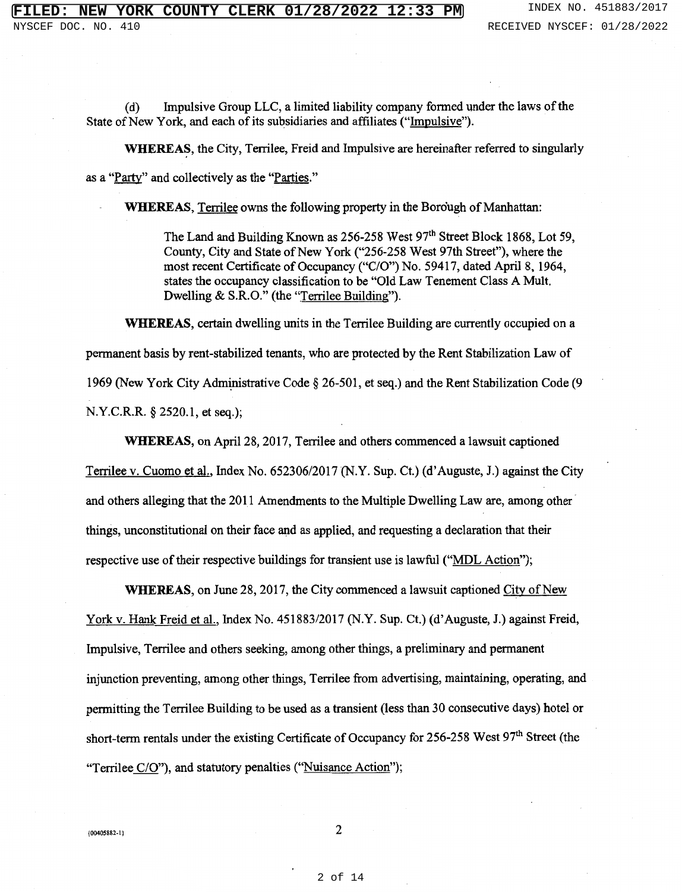(d) Impulsive Group LLC, a limited liability company formed under the laws of the State of New York, and each of its subsidiaries and affiliates ("Impulsive").

**WHEREAS**, the City, Terrilee, Freid and Impulsive are hereinafter referred to singularly as a "Party" and collectively as the "Parties."

**WHEREAS**, Terrilee owns the following property in the Borough of Manhattan:

> The Land and Building Known as 256-258 West 97th Street Block 1868, Lot 59, County, City and State of New York ("256-258 West 97th Street"), where the most recent Certificate of Occupancy ("C/O") No. 59417, dated April 8, 1964, states the occupancy classification to be "Old Law Tenement Class A Mult. Dwelling & S.R.O." (the "Terrilee Building").

**WHEREAS**, certain dwelling units in the Terrilee Building are currently occupied on a permanent basis by rent-stabilized tenants, who are protected by the Rent Stabilization Law of 1969 (New York City Administrative Code § 26-501, et seq.) and the Rent Stabilization Code (9 N.Y.C.R.R. § 2520.1, et seq.);

**WHEREAS**, on April 28, 2017, Terrilee and others commenced a lawsuit captioned Terrilee v. Cuomo et al., Index No. 652306/2017 (N.Y. Sup. Ct.) (d'Auguste, J.) against the City and others alleging that the 2011 Amendments to the Multiple Dwelling Law are, among other things, unconstitutional on their face and as applied, and requesting a declaration that their respective use of their respective buildings for transient use is lawful ("MDL Action");

**WHEREAS**, on June 28, 2017, the City commenced a lawsuit captioned City of New York v. Hank Freid et al., Index No. 451883/2017 (N.Y. Sup. Ct.) (d'Auguste, J.) against Freid, Impulsive, Terrilee and others seeking, among other things, a preliminary and permanent injunction preventing, among other things, Terrilee from advertising, maintaining, operating, and permitting the Terrilee Building to be used as a transient (less than 30 consecutive days) hotel or short-term rentals under the existing Certificate of Occupancy for 256-258 West 97th Street (the "Terrilee C/O"), and statutory penalties ("Nuisance Action");

{00405882-1}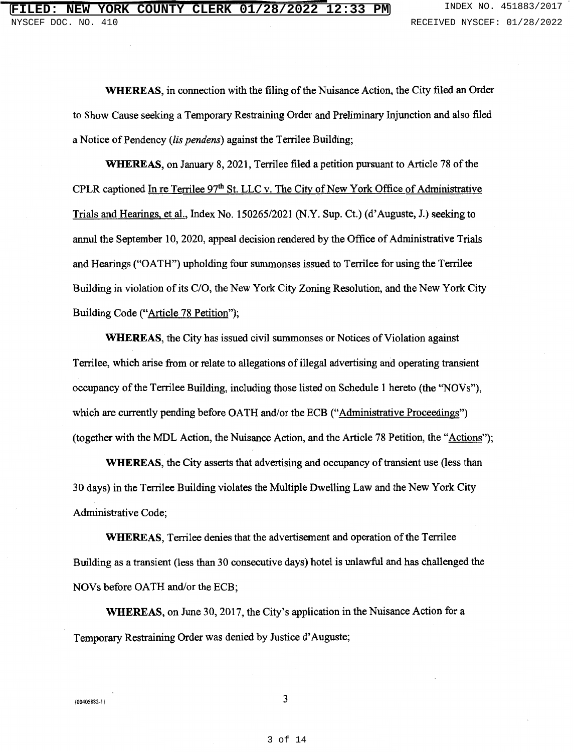**WHEREAS**, in connection with the filing of the Nuisance Action, the City filed an Order to Show Cause seeking a Temporary Restraining Order and Preliminary Injunction and also filed a Notice of Pendency (*lis pendens*) against the Terrilee Building;

**WHEREAS**, on January 8, 2021, Terrilee filed a petition pursuant to Article 78 of the CPLR captioned In re Terrilee 97th St. LLC v. The City of New York Office of Administrative Trials and Hearings, et al., Index No. 150265/2021 (N.Y. Sup. Ct.) (d'Auguste, J.) seeking to annul the September 10, 2020, appeal decision rendered by the Office of Administrative Trials and Hearings ("OATH") upholding four summonses issued to Terrilee for using the Terrilee Building in violation of its C/O, the New York City Zoning Resolution, and the New York City Building Code ("Article 78 Petition");

**WHEREAS**, the City has issued civil summonses or Notices of Violation against Terrilee, which arise from or relate to allegations of illegal advertising and operating transient occupancy of the Terrilee Building, including those listed on Schedule 1 hereto (the "NOVs"), which are currently pending before OATH and/or the ECB ("Administrative Proceedings") (together with the MDL Action, the Nuisance Action, and the Article 78 Petition, the "Actions");

**WHEREAS**, the City asserts that advertising and occupancy of transient use (less than 30 days) in the Terrilee Building violates the Multiple Dwelling Law and the New York City Administrative Code;

**WHEREAS**, Terrilee denies that the advertisement and operation of the Terrilee Building as a transient (less than 30 consecutive days) hotel is unlawful and has challenged the NOVs before OATH and/or the ECB;

**WHEREAS**, on June 30, 2017, the City's application in the Nuisance Action for a Temporary Restraining Order was denied by Justice d'Auguste;

{00405882-1}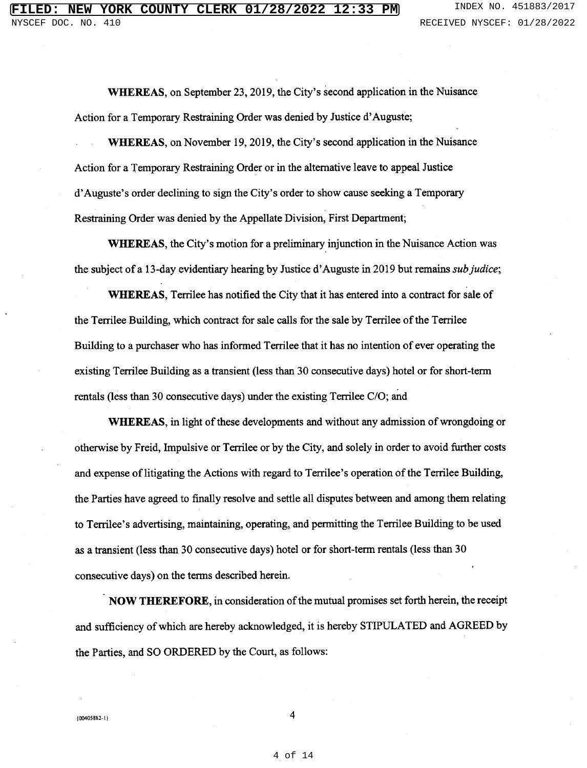**WHEREAS**, on September 23, 2019, the City's second application in the Nuisance Action for a Temporary Restraining Order was denied by Justice d'Auguste;

**WHEREAS**, on November 19, 2019, the City's second application in the Nuisance Action for a Temporary Restraining Order or in the alternative leave to appeal Justice d'Auguste's order declining to sign the City's order to show cause seeking a Temporary Restraining Order was denied by the Appellate Division, First Department;

**WHEREAS**, the City's motion for a preliminary injunction in the Nuisance Action was the subject of a 13-day evidentiary hearing by Justice d'Auguste in 2019 but remains *sub judice*;

**WHEREAS**, Terrilee has notified the City that it has entered into a contract for sale of the Terrilee Building, which contract for sale calls for the sale by Terrilee of the Terrilee Building to a purchaser who has informed Terrilee that it has no intention of ever operating the existing Terrilee Building as a transient (less than 30 consecutive days) hotel or for short-term rentals (less than 30 consecutive days) under the existing Terrilee C/O; and

**WHEREAS**, in light of these developments and without any admission of wrongdoing or otherwise by Freid, Impulsive or Terrilee or by the City, and solely in order to avoid further costs and expense of litigating the Actions with regard to Terrilee's operation of the Terrilee Building, the Parties have agreed to finally resolve and settle all disputes between and among them relating to Terrilee's advertising, maintaining, operating, and permitting the Terrilee Building to be used as a transient (less than 30 consecutive days) hotel or for short-term rentals (less than 30 consecutive days) on the terms described herein.

**NOW THEREFORE**, in consideration of the mutual promises set forth herein, the receipt and sufficiency of which are hereby acknowledged, it is hereby STIPULATED and AGREED by the Parties, and SO ORDERED by the Court, as follows:

{00405882-1}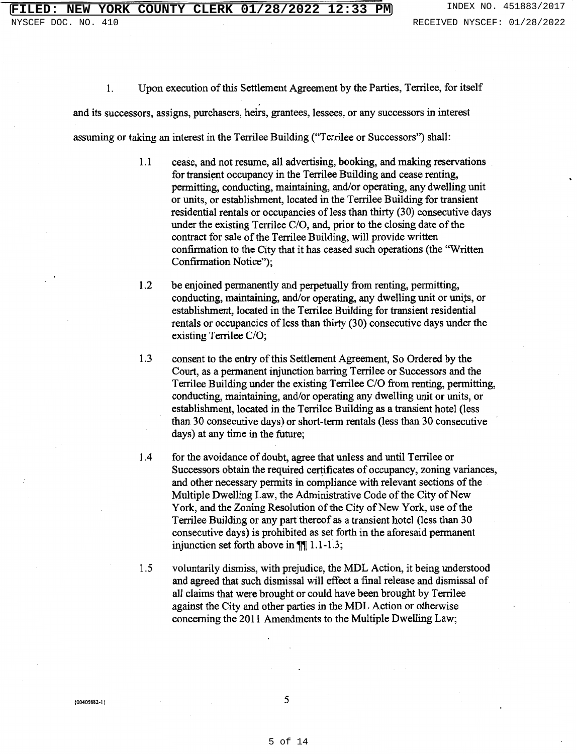1. Upon execution of this Settlement Agreement by the Parties, Terrilee, for itself and its successors, assigns, purchasers, heirs, grantees, lessees, or any successors in interest assuming or taking an interest in the Terrilee Building ("Terrilee or Successors") shall:

   1.1 cease, and not resume, all advertising, booking, and making reservations for transient occupancy in the Terrilee Building and cease renting, permitting, conducting, maintaining, and/or operating, any dwelling unit or units, or establishment, located in the Terrilee Building for transient residential rentals or occupancies of less than thirty (30) consecutive days under the existing Terrilee C/O, and, prior to the closing date of the contract for sale of the Terrilee Building, will provide written confirmation to the City that it has ceased such operations (the "Written Confirmation Notice");

   1.2 be enjoined permanently and perpetually from renting, permitting, conducting, maintaining, and/or operating, any dwelling unit or units, or establishment, located in the Terrilee Building for transient residential rentals or occupancies of less than thirty (30) consecutive days under the existing Terrilee C/O;

   1.3 consent to the entry of this Settlement Agreement, So Ordered by the Court, as a permanent injunction barring Terrilee or Successors and the Terrilee Building under the existing Terrilee C/O from renting, permitting, conducting, maintaining, and/or operating any dwelling unit or units, or establishment, located in the Terrilee Building as a transient hotel (less than 30 consecutive days) or short-term rentals (less than 30 consecutive days) at any time in the future;

   1.4 for the avoidance of doubt, agree that unless and until Terrilee or Successors obtain the required certificates of occupancy, zoning variances, and other necessary permits in compliance with relevant sections of the Multiple Dwelling Law, the Administrative Code of the City of New York, and the Zoning Resolution of the City of New York, use of the Terrilee Building or any part thereof as a transient hotel (less than 30 consecutive days) is prohibited as set forth in the aforesaid permanent injunction set forth above in ¶¶ 1.1-1.3;

   1.5 voluntarily dismiss, with prejudice, the MDL Action, it being understood and agreed that such dismissal will effect a final release and dismissal of all claims that were brought or could have been brought by Terrilee against the City and other parties in the MDL Action or otherwise concerning the 2011 Amendments to the Multiple Dwelling Law;

{00405882-1}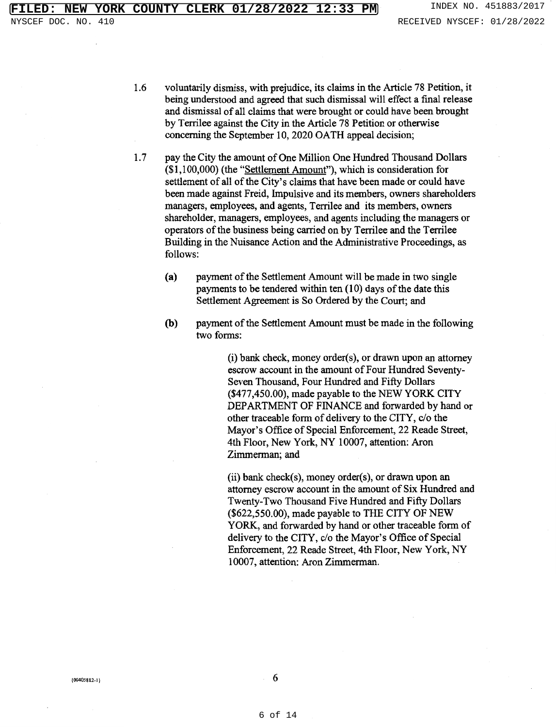1.6 voluntarily dismiss, with prejudice, its claims in the Article 78 Petition, it being understood and agreed that such dismissal will effect a final release and dismissal of all claims that were brought or could have been brought by Terrilee against the City in the Article 78 Petition or otherwise concerning the September 10, 2020 OATH appeal decision;

1.7 pay the City the amount of One Million One Hundred Thousand Dollars ($1,100,000) (the "Settlement Amount"), which is consideration for settlement of all of the City's claims that have been made or could have been made against Freid, Impulsive and its members, owners shareholders managers, employees, and agents, Terrilee and its members, owners shareholder, managers, employees, and agents including the managers or operators of the business being carried on by Terrilee and the Terrilee Building in the Nuisance Action and the Administrative Proceedings, as follows:

 **(a)** payment of the Settlement Amount will be made in two single payments to be tendered within ten (10) days of the date this Settlement Agreement is So Ordered by the Court; and

 **(b)** payment of the Settlement Amount must be made in the following two forms:

 (i) bank check, money order(s), or drawn upon an attorney escrow account in the amount of Four Hundred Seventy-Seven Thousand, Four Hundred and Fifty Dollars ($477,450.00), made payable to the NEW YORK CITY DEPARTMENT OF FINANCE and forwarded by hand or other traceable form of delivery to the CITY, c/o the Mayor's Office of Special Enforcement, 22 Reade Street, 4th Floor, New York, NY 10007, attention: Aron Zimmerman; and

 (ii) bank check(s), money order(s), or drawn upon an attorney escrow account in the amount of Six Hundred and Twenty-Two Thousand Five Hundred and Fifty Dollars ($622,550.00), made payable to THE CITY OF NEW YORK, and forwarded by hand or other traceable form of delivery to the CITY, c/o the Mayor's Office of Special Enforcement, 22 Reade Street, 4th Floor, New York, NY 10007, attention: Aron Zimmerman.

{00405882-1}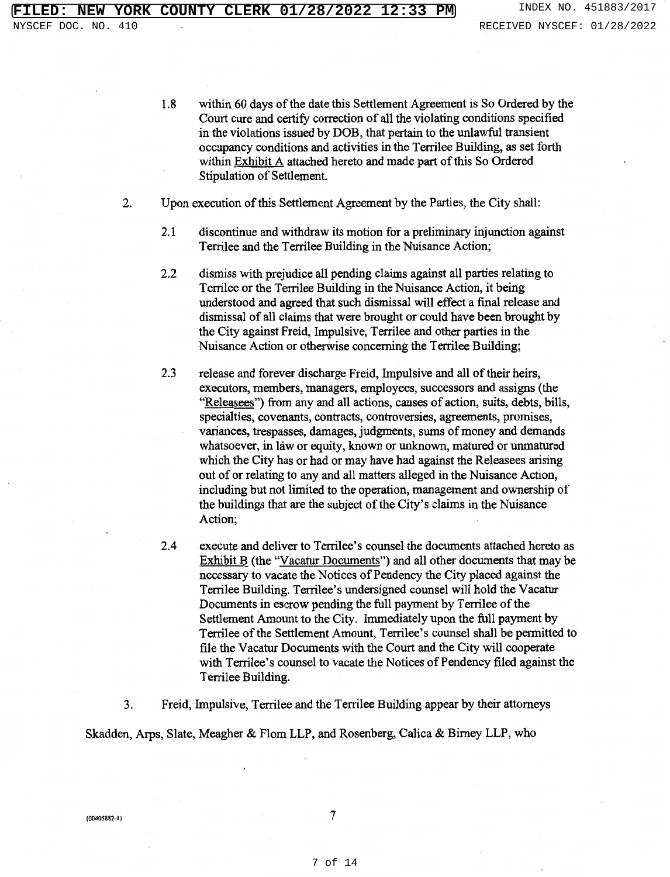1.8 within 60 days of the date this Settlement Agreement is So Ordered by the Court cure and certify correction of all the violating conditions specified in the violations issued by DOB, that pertain to the unlawful transient occupancy conditions and activities in the Terrilee Building, as set forth within Exhibit A attached hereto and made part of this So Ordered Stipulation of Settlement.

2. Upon execution of this Settlement Agreement by the Parties, the City shall:

2.1 discontinue and withdraw its motion for a preliminary injunction against Terrilee and the Terrilee Building in the Nuisance Action;

2.2 dismiss with prejudice all pending claims against all parties relating to Terrilee or the Terrilee Building in the Nuisance Action, it being understood and agreed that such dismissal will effect a final release and dismissal of all claims that were brought or could have been brought by the City against Freid, Impulsive, Terrilee and other parties in the Nuisance Action or otherwise concerning the Terrilee Building;

2.3 release and forever discharge Freid, Impulsive and all of their heirs, executors, members, managers, employees, successors and assigns (the "Releasees") from any and all actions, causes of action, suits, debts, bills, specialties, covenants, contracts, controversies, agreements, promises, variances, trespasses, damages, judgments, sums of money and demands whatsoever, in law or equity, known or unknown, matured or unmatured which the City has or had or may have had against the Releasees arising out of or relating to any and all matters alleged in the Nuisance Action, including but not limited to the operation, management and ownership of the buildings that are the subject of the City's claims in the Nuisance Action;

2.4 execute and deliver to Terrilee's counsel the documents attached hereto as Exhibit B (the "Vacatur Documents") and all other documents that may be necessary to vacate the Notices of Pendency the City placed against the Terrilee Building. Terrilee's undersigned counsel will hold the Vacatur Documents in escrow pending the full payment by Terrilee of the Settlement Amount to the City. Immediately upon the full payment by Terrilee of the Settlement Amount, Terrilee's counsel shall be permitted to file the Vacatur Documents with the Court and the City will cooperate with Terrilee's counsel to vacate the Notices of Pendency filed against the Terrilee Building.

3. Freid, Impulsive, Terrilee and the Terrilee Building appear by their attorneys Skadden, Arps, Slate, Meagher & Flom LLP, and Rosenberg, Calica & Birney LLP, who

{00405882-1}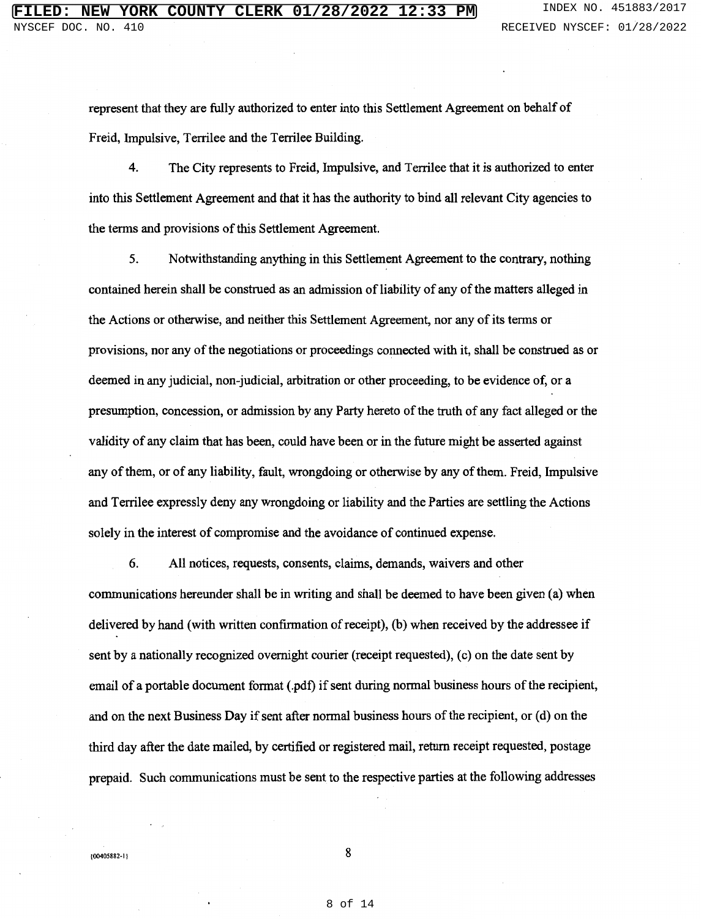represent that they are fully authorized to enter into this Settlement Agreement on behalf of Freid, Impulsive, Terrilee and the Terrilee Building.

4. The City represents to Freid, Impulsive, and Terrilee that it is authorized to enter into this Settlement Agreement and that it has the authority to bind all relevant City agencies to the terms and provisions of this Settlement Agreement.

5. Notwithstanding anything in this Settlement Agreement to the contrary, nothing contained herein shall be construed as an admission of liability of any of the matters alleged in the Actions or otherwise, and neither this Settlement Agreement, nor any of its terms or provisions, nor any of the negotiations or proceedings connected with it, shall be construed as or deemed in any judicial, non-judicial, arbitration or other proceeding, to be evidence of, or a presumption, concession, or admission by any Party hereto of the truth of any fact alleged or the validity of any claim that has been, could have been or in the future might be asserted against any of them, or of any liability, fault, wrongdoing or otherwise by any of them. Freid, Impulsive and Terrilee expressly deny any wrongdoing or liability and the Parties are settling the Actions solely in the interest of compromise and the avoidance of continued expense.

6. All notices, requests, consents, claims, demands, waivers and other communications hereunder shall be in writing and shall be deemed to have been given (a) when delivered by hand (with written confirmation of receipt), (b) when received by the addressee if sent by a nationally recognized overnight courier (receipt requested), (c) on the date sent by email of a portable document format (.pdf) if sent during normal business hours of the recipient, and on the next Business Day if sent after normal business hours of the recipient, or (d) on the third day after the date mailed, by certified or registered mail, return receipt requested, postage prepaid. Such communications must be sent to the respective parties at the following addresses

{00405882-1}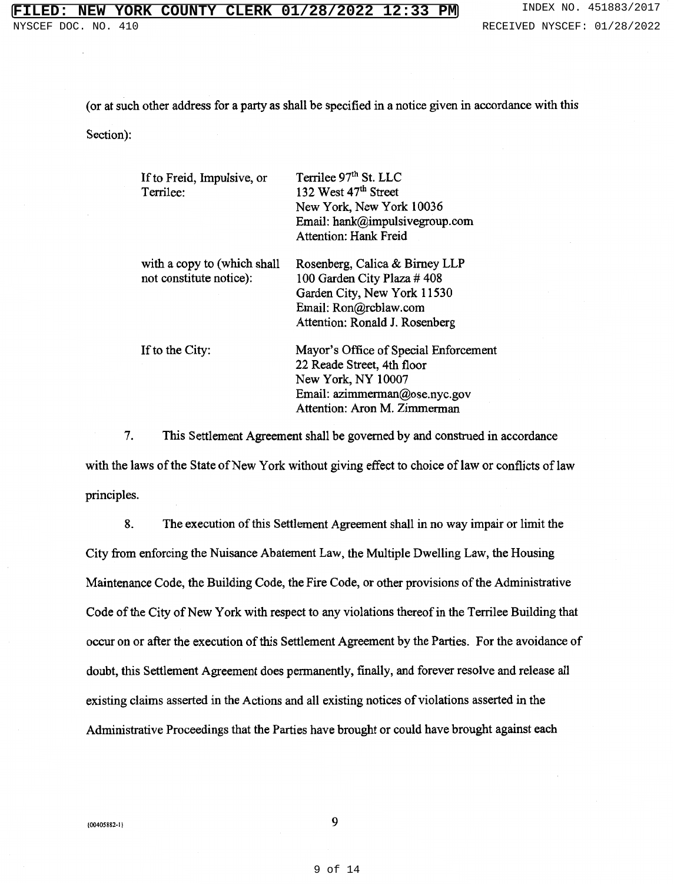(or at such other address for a party as shall be specified in a notice given in accordance with this Section):

| | |
|---|---|
| If to Freid, Impulsive, or Terrilee: | Terrilee 97th St. LLC<br>132 West 47th Street<br>New York, New York 10036<br>Email: hank@impulsivegroup.com<br>Attention: Hank Freid |
| with a copy to (which shall not constitute notice): | Rosenberg, Calica & Birney LLP<br>100 Garden City Plaza # 408<br>Garden City, New York 11530<br>Email: Ron@rcblaw.com<br>Attention: Ronald J. Rosenberg |
| If to the City: | Mayor's Office of Special Enforcement<br>22 Reade Street, 4th floor<br>New York, NY 10007<br>Email: azimmerman@ose.nyc.gov<br>Attention: Aron M. Zimmerman |

7. This Settlement Agreement shall be governed by and construed in accordance with the laws of the State of New York without giving effect to choice of law or conflicts of law principles.

8. The execution of this Settlement Agreement shall in no way impair or limit the City from enforcing the Nuisance Abatement Law, the Multiple Dwelling Law, the Housing Maintenance Code, the Building Code, the Fire Code, or other provisions of the Administrative Code of the City of New York with respect to any violations thereof in the Terrilee Building that occur on or after the execution of this Settlement Agreement by the Parties. For the avoidance of doubt, this Settlement Agreement does permanently, finally, and forever resolve and release all existing claims asserted in the Actions and all existing notices of violations asserted in the Administrative Proceedings that the Parties have brought or could have brought against each

{00405882-1}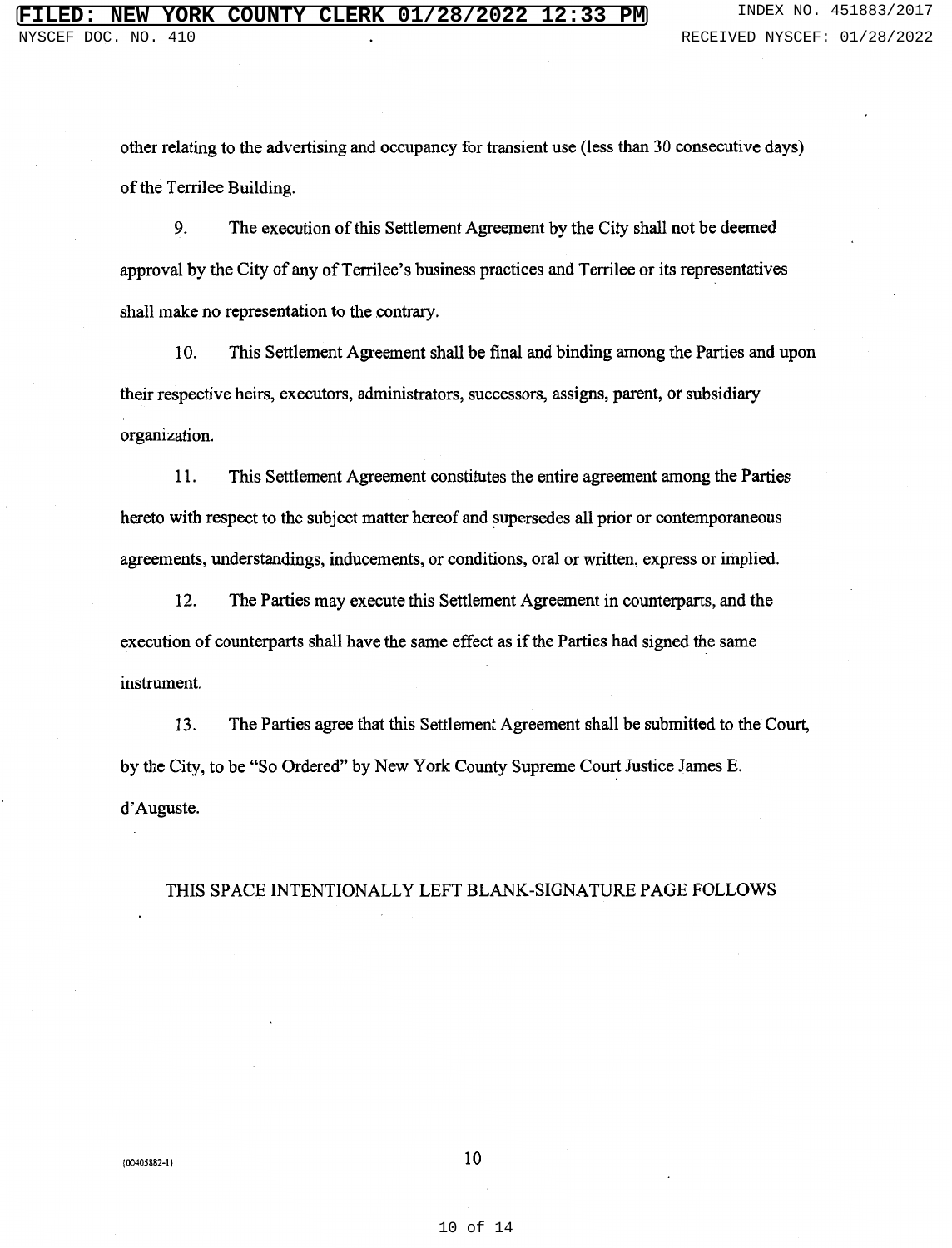other relating to the advertising and occupancy for transient use (less than 30 consecutive days) of the Terrilee Building.

9. The execution of this Settlement Agreement by the City shall not be deemed approval by the City of any of Terrilee's business practices and Terrilee or its representatives shall make no representation to the contrary.

10. This Settlement Agreement shall be final and binding among the Parties and upon their respective heirs, executors, administrators, successors, assigns, parent, or subsidiary organization.

11. This Settlement Agreement constitutes the entire agreement among the Parties hereto with respect to the subject matter hereof and supersedes all prior or contemporaneous agreements, understandings, inducements, or conditions, oral or written, express or implied.

12. The Parties may execute this Settlement Agreement in counterparts, and the execution of counterparts shall have the same effect as if the Parties had signed the same instrument.

13. The Parties agree that this Settlement Agreement shall be submitted to the Court, by the City, to be "So Ordered" by New York County Supreme Court Justice James E. d'Auguste.

THIS SPACE INTENTIONALLY LEFT BLANK-SIGNATURE PAGE FOLLOWS

{00405882-1}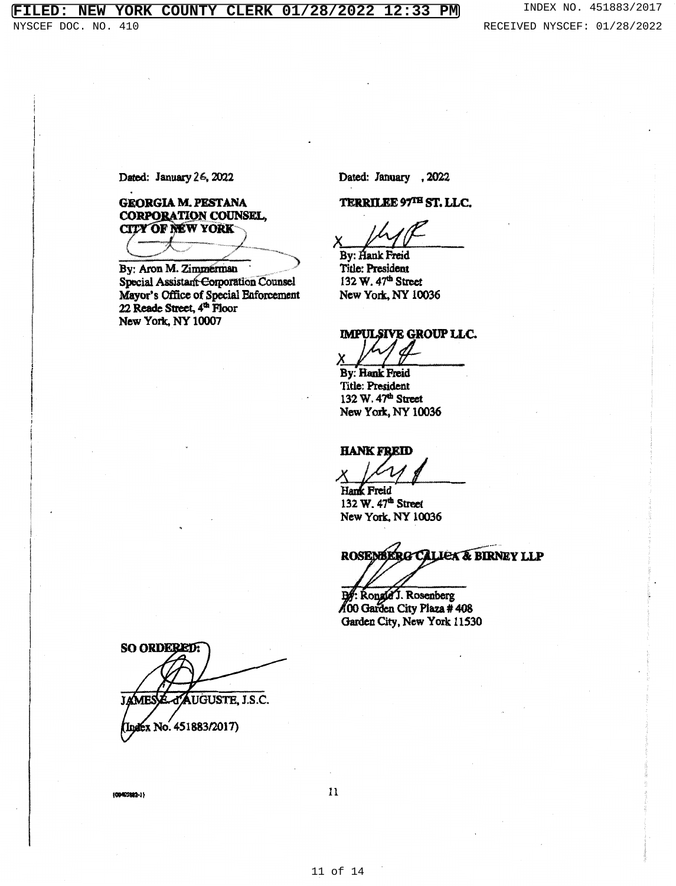Dated: January 26, 2022

**GEORGIA M. PESTANA**
**CORPORATION COUNSEL,**
**CITY OF NEW YORK**

_______________________
By: Aron M. Zimmerman
Special Assistant Corporation Counsel
Mayor's Office of Special Enforcement
22 Reade Street, 4th Floor
New York, NY 10007

Dated: January , 2022

**TERRILEE 97TH ST. LLC.**

X_______________________
By: Hank Freid
Title: President
132 W. 47th Street
New York, NY 10036

**IMPULSIVE GROUP LLC.**

X_______________________
By: Hank Freid
Title: President
132 W. 47th Street
New York, NY 10036

**HANK FREID**

X_______________________
Hank Freid
132 W. 47th Street
New York, NY 10036

**ROSENBERG CALICA & BIRNEY LLP**

_______________________
By: Ronald J. Rosenberg
100 Garden City Plaza # 408
Garden City, New York 11530

**SO ORDERED:**

_______________________
JAMES E. d'AUGUSTE, J.S.C.

(Index No. 451883/2017)

{00405882-1}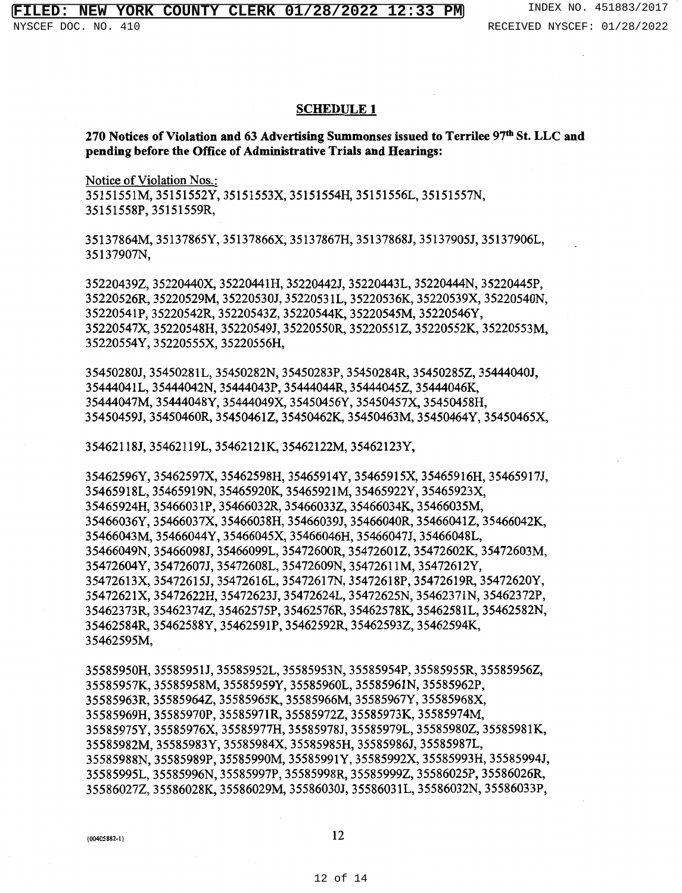## SCHEDULE 1

**270 Notices of Violation and 63 Advertising Summonses issued to Terrilee 97th St. LLC and pending before the Office of Administrative Trials and Hearings:**

Notice of Violation Nos.:
35151551M, 35151552Y, 35151553X, 35151554H, 35151556L, 35151557N, 35151558P, 35151559R,

35137864M, 35137865Y, 35137866X, 35137867H, 35137868J, 35137905J, 35137906L, 35137907N,

35220439Z, 35220440X, 35220441H, 35220442J, 35220443L, 35220444N, 35220445P, 35220526R, 35220529M, 35220530J, 35220531L, 35220536K, 35220539X, 35220540N, 35220541P, 35220542R, 35220543Z, 35220544K, 35220545M, 35220546Y, 35220547X, 35220548H, 35220549J, 35220550R, 35220551Z, 35220552K, 35220553M, 35220554Y, 35220555X, 35220556H,

35450280J, 35450281L, 35450282N, 35450283P, 35450284R, 35450285Z, 35444040J, 35444041L, 35444042N, 35444043P, 35444044R, 35444045Z, 35444046K, 35444047M, 35444048Y, 35444049X, 35450456Y, 35450457X, 35450458H, 35450459J, 35450460R, 35450461Z, 35450462K, 35450463M, 35450464Y, 35450465X,

35462118J, 35462119L, 35462121K, 35462122M, 35462123Y,

35462596Y, 35462597X, 35462598H, 35465914Y, 35465915X, 35465916H, 35465917J, 35465918L, 35465919N, 35465920K, 35465921M, 35465922Y, 35465923X, 35465924H, 35466031P, 35466032R, 35466033Z, 35466034K, 35466035M, 35466036Y, 35466037X, 35466038H, 35466039J, 35466040R, 35466041Z, 35466042K, 35466043M, 35466044Y, 35466045X, 35466046H, 35466047J, 35466048L, 35466049N, 35466098J, 35466099L, 35472600R, 35472601Z, 35472602K, 35472603M, 35472604Y, 35472607J, 35472608L, 35472609N, 35472611M, 35472612Y, 35472613X, 35472615J, 35472616L, 35472617N, 35472618P, 35472619R, 35472620Y, 35472621X, 35472622H, 35472623J, 35472624L, 35472625N, 35462371N, 35462372P, 35462373R, 35462374Z, 35462575P, 35462576R, 35462578K, 35462581L, 35462582N, 35462584R, 35462588Y, 35462591P, 35462592R, 35462593Z, 35462594K, 35462595M,

35585950H, 35585951J, 35585952L, 35585953N, 35585954P, 35585955R, 35585956Z, 35585957K, 35585958M, 35585959Y, 35585960L, 35585961N, 35585962P, 35585963R, 35585964Z, 35585965K, 35585966M, 35585967Y, 35585968X, 35585969H, 35585970P, 35585971R, 35585972Z, 35585973K, 35585974M, 35585975Y, 35585976X, 35585977H, 35585978J, 35585979L, 35585980Z, 35585981K, 35585982M, 35585983Y, 35585984X, 35585985H, 35585986J, 35585987L, 35585988N, 35585989P, 35585990M, 35585991Y, 35585992X, 35585993H, 35585994J, 35585995L, 35585996N, 35585997P, 35585998R, 35585999Z, 35586025P, 35586026R, 35586027Z, 35586028K, 35586029M, 35586030J, 35586031L, 35586032N, 35586033P,

{00405882-1}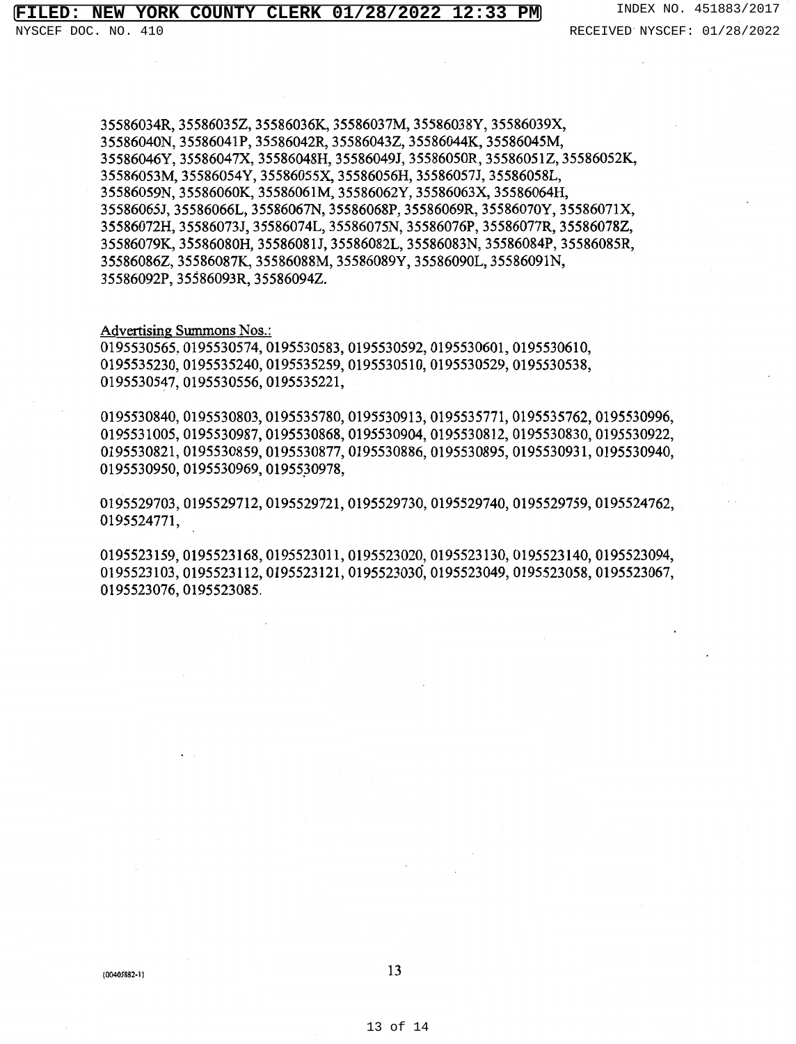35586034R, 35586035Z, 35586036K, 35586037M, 35586038Y, 35586039X, 35586040N, 35586041P, 35586042R, 35586043Z, 35586044K, 35586045M, 35586046Y, 35586047X, 35586048H, 35586049J, 35586050R, 35586051Z, 35586052K, 35586053M, 35586054Y, 35586055X, 35586056H, 35586057J, 35586058L, 35586059N, 35586060K, 35586061M, 35586062Y, 35586063X, 35586064H, 35586065J, 35586066L, 35586067N, 35586068P, 35586069R, 35586070Y, 35586071X, 35586072H, 35586073J, 35586074L, 35586075N, 35586076P, 35586077R, 35586078Z, 35586079K, 35586080H, 35586081J, 35586082L, 35586083N, 35586084P, 35586085R, 35586086Z, 35586087K, 35586088M, 35586089Y, 35586090L, 35586091N, 35586092P, 35586093R, 35586094Z.

Advertising Summons Nos.:
0195530565, 0195530574, 0195530583, 0195530592, 0195530601, 0195530610, 0195535230, 0195535240, 0195535259, 0195530510, 0195530529, 0195530538, 0195530547, 0195530556, 0195535221,

0195530840, 0195530803, 0195535780, 0195530913, 0195535771, 0195535762, 0195530996, 0195531005, 0195530987, 0195530868, 0195530904, 0195530812, 0195530830, 0195530922, 0195530821, 0195530859, 0195530877, 0195530886, 0195530895, 0195530931, 0195530940, 0195530950, 0195530969, 0195530978,

0195529703, 0195529712, 0195529721, 0195529730, 0195529740, 0195529759, 0195524762, 0195524771,

0195523159, 0195523168, 0195523011, 0195523020, 0195523130, 0195523140, 0195523094, 0195523103, 0195523112, 0195523121, 0195523030, 0195523049, 0195523058, 0195523067, 0195523076, 0195523085.

{00405882-1}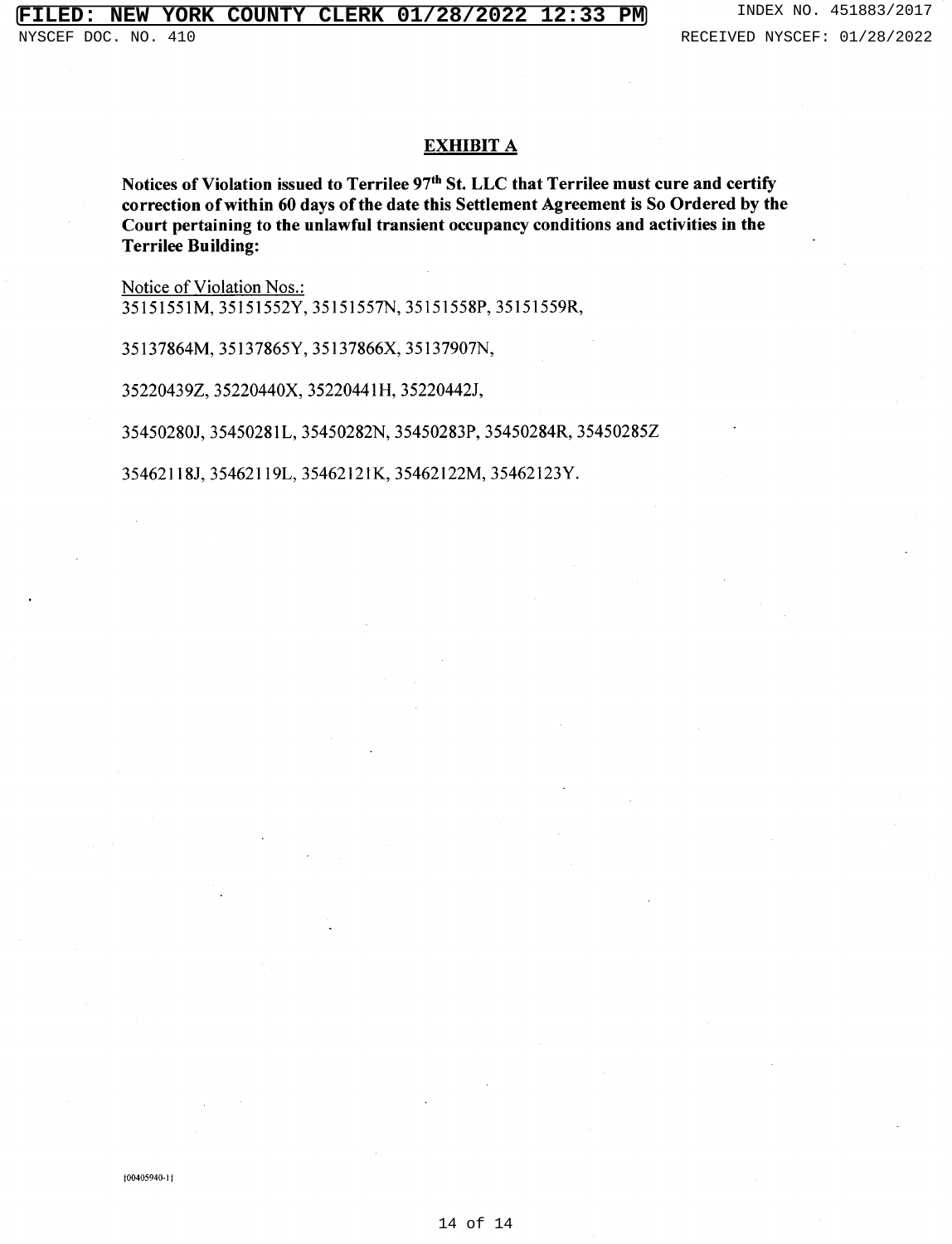## EXHIBIT A

**Notices of Violation issued to Terrilee 97th St. LLC that Terrilee must cure and certify correction of within 60 days of the date this Settlement Agreement is So Ordered by the Court pertaining to the unlawful transient occupancy conditions and activities in the Terrilee Building:**

Notice of Violation Nos.:
35151551M, 35151552Y, 35151557N, 35151558P, 35151559R,

35137864M, 35137865Y, 35137866X, 35137907N,

35220439Z, 35220440X, 35220441H, 35220442J,

35450280J, 35450281L, 35450282N, 35450283P, 35450284R, 35450285Z

35462118J, 35462119L, 35462121K, 35462122M, 35462123Y.

{00405940-1}